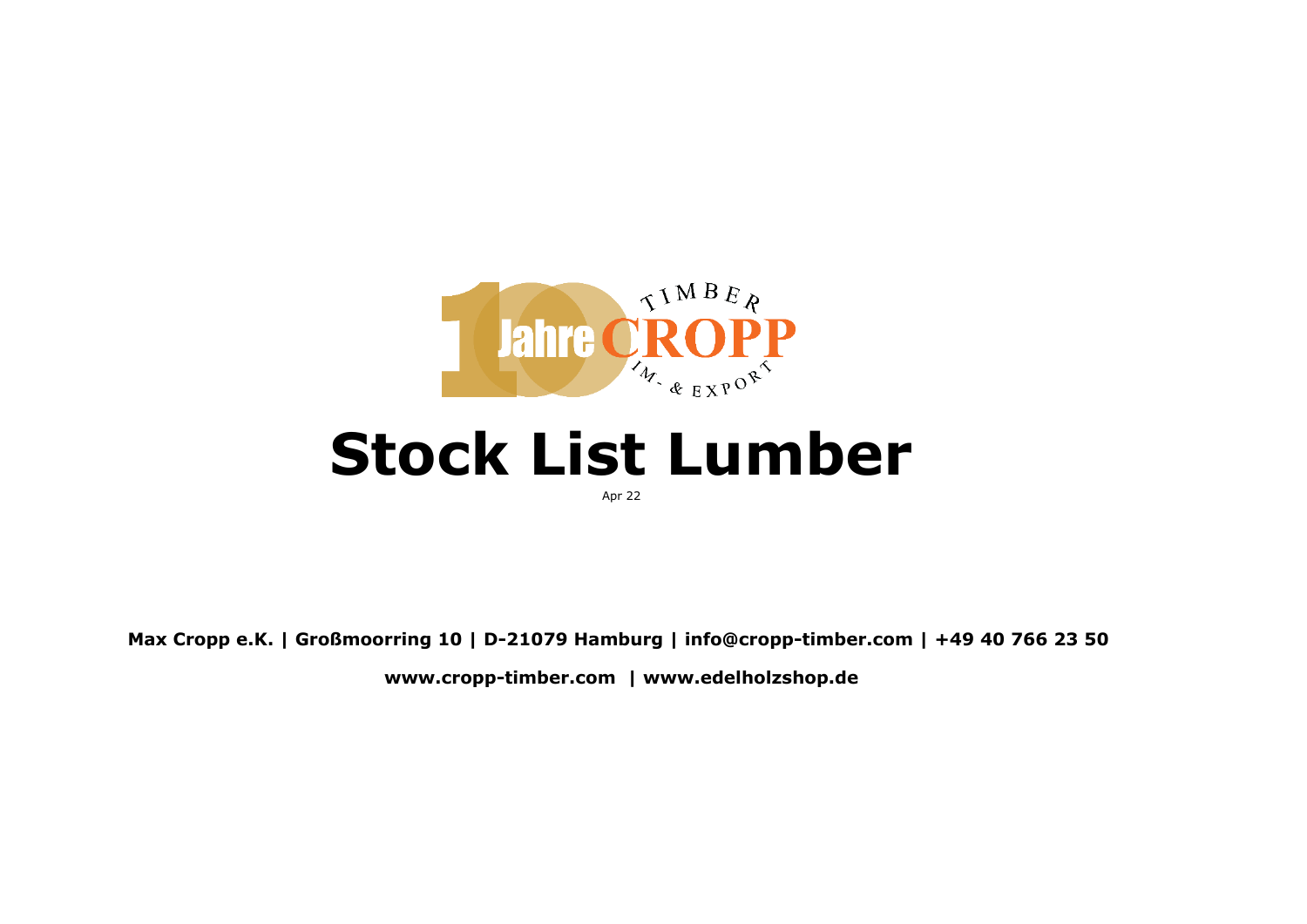100 Jahre CROPP TIMBER IM- & EXPORT

# Stock List Lumber

Apr 22

**Max Cropp e.K. | Großmoorring 10 | D-21079 Hamburg | info@cropp-timber.com | +49 40 766 23 50**

**www.cropp-timber.com | www.edelholzshop.de**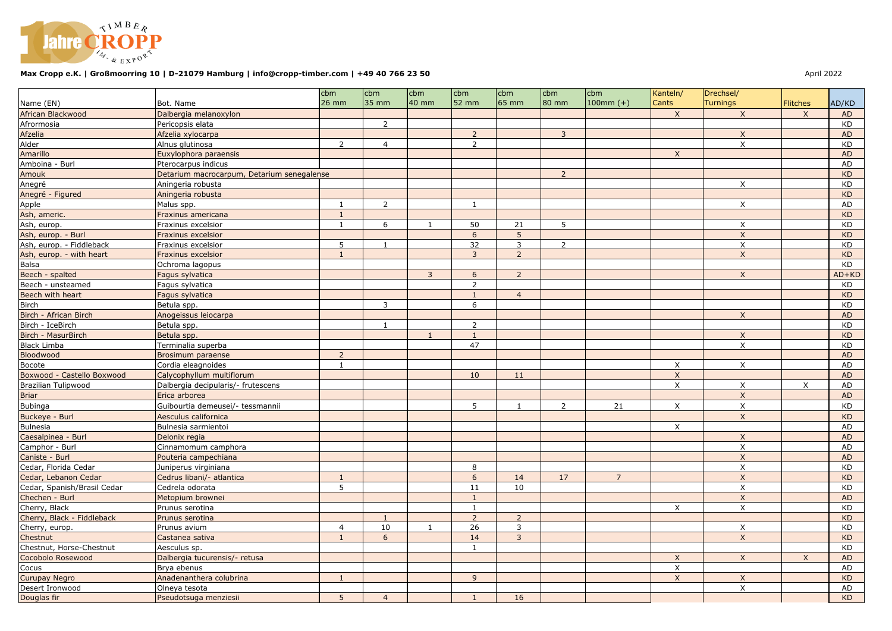**Max Cropp e.K. | Großmoorring 10 | D-21079 Hamburg | info@cropp-timber.com | +49 40 766 23 50**

April 2022

| Name (EN) | Bot. Name | cbm 26 mm | cbm 35 mm | cbm 40 mm | cbm 52 mm | cbm 65 mm | cbm 80 mm | cbm 100mm (+) | Kanteln/ Cants | Drechsel/ Turnings | Flitches | AD/KD |
|---|---|---|---|---|---|---|---|---|---|---|---|---|
| African Blackwood | Dalbergia melanoxylon | | | | | | | | X | X | X | AD |
| Afrormosia | Pericopsis elata | | 2 | | | | | | | | | KD |
| Afzelia | Afzelia xylocarpa | | | | 2 | | 3 | | | X | | AD |
| Alder | Alnus glutinosa | 2 | 4 | | 2 | | | | | X | | KD |
| Amarillo | Euxylophora paraensis | | | | | | | | X | | | AD |
| Amboina - Burl | Pterocarpus indicus | | | | | | | | | | | AD |
| Amouk | Detarium macrocarpum, Detarium senegalense | | | | | | 2 | | | | | KD |
| Anegré | Aningeria robusta | | | | | | | | | X | | KD |
| Anegré - Figured | Aningeria robusta | | | | | | | | | | | KD |
| Apple | Malus spp. | 1 | 2 | | 1 | | | | | X | | AD |
| Ash, americ. | Fraxinus americana | 1 | | | | | | | | | | KD |
| Ash, europ. | Fraxinus excelsior | 1 | 6 | 1 | 50 | 21 | 5 | | | X | | KD |
| Ash, europ. - Burl | Fraxinus excelsior | | | | 6 | 5 | | | | X | | KD |
| Ash, europ. - Fiddleback | Fraxinus excelsior | 5 | 1 | | 32 | 3 | 2 | | | X | | KD |
| Ash, europ. - with heart | Fraxinus excelsior | 1 | | | 3 | 2 | | | | X | | KD |
| Balsa | Ochroma lagopus | | | | | | | | | | | KD |
| Beech - spalted | Fagus sylvatica | | | 3 | 6 | 2 | | | | X | | AD+KD |
| Beech - unsteamed | Fagus sylvatica | | | | 2 | | | | | | | KD |
| Beech with heart | Fagus sylvatica | | | | 1 | 4 | | | | | | KD |
| Birch | Betula spp. | | 3 | | 6 | | | | | | | KD |
| Birch - African Birch | Anogeissus leiocarpa | | | | | | | | | X | | AD |
| Birch - IceBirch | Betula spp. | | 1 | | 2 | | | | | | | KD |
| Birch - MasurBirch | Betula spp. | | | 1 | 1 | | | | | X | | KD |
| Black Limba | Terminalia superba | | | | 47 | | | | | X | | KD |
| Bloodwood | Brosimum paraense | 2 | | | | | | | | | | AD |
| Bocote | Cordia eleagnoides | 1 | | | | | | | X | X | | AD |
| Boxwood - Castello Boxwood | Calycophyllum multiflorum | | | | 10 | 11 | | | X | | | AD |
| Brazilian Tulipwood | Dalbergia decipularis/- frutescens | | | | | | | | X | X | X | AD |
| Briar | Erica arborea | | | | | | | | | X | | AD |
| Bubinga | Guibourtia demeusei/- tessmannii | | | | 5 | 1 | 2 | 21 | X | X | | KD |
| Buckeye - Burl | Aesculus californica | | | | | | | | | X | | KD |
| Bulnesia | Bulnesia sarmientoi | | | | | | | | X | | | AD |
| Caesalpinea - Burl | Delonix regia | | | | | | | | | X | | AD |
| Camphor - Burl | Cinnamomum camphora | | | | | | | | | X | | AD |
| Caniste - Burl | Pouteria campechiana | | | | | | | | | X | | AD |
| Cedar, Florida Cedar | Juniperus virginiana | | | | 8 | | | | | X | | KD |
| Cedar, Lebanon Cedar | Cedrus libani/- atlantica | 1 | | | 6 | 14 | 17 | 7 | | X | | KD |
| Cedar, Spanish/Brasil Cedar | Cedrela odorata | 5 | | | 11 | 10 | | | | X | | KD |
| Chechen - Burl | Metopium brownei | | | | 1 | | | | | X | | AD |
| Cherry, Black | Prunus serotina | | | | 1 | | | | X | X | | KD |
| Cherry, Black - Fiddleback | Prunus serotina | | 1 | | 2 | 2 | | | | | | KD |
| Cherry, europ. | Prunus avium | 4 | 10 | 1 | 26 | 3 | | | | X | | KD |
| Chestnut | Castanea sativa | 1 | 6 | | 14 | 3 | | | | X | | KD |
| Chestnut, Horse-Chestnut | Aesculus sp. | | | | 1 | | | | | | | KD |
| Cocobolo Rosewood | Dalbergia tucurensis/- retusa | | | | | | | | X | X | X | AD |
| Cocus | Brya ebenus | | | | | | | | X | | | AD |
| Curupay Negro | Anadenanthera colubrina | 1 | | | 9 | | | | X | X | | KD |
| Desert Ironwood | Olneya tesota | | | | | | | | | X | | AD |
| Douglas fir | Pseudotsuga menziesii | 5 | 4 | | 1 | 16 | | | | | | KD |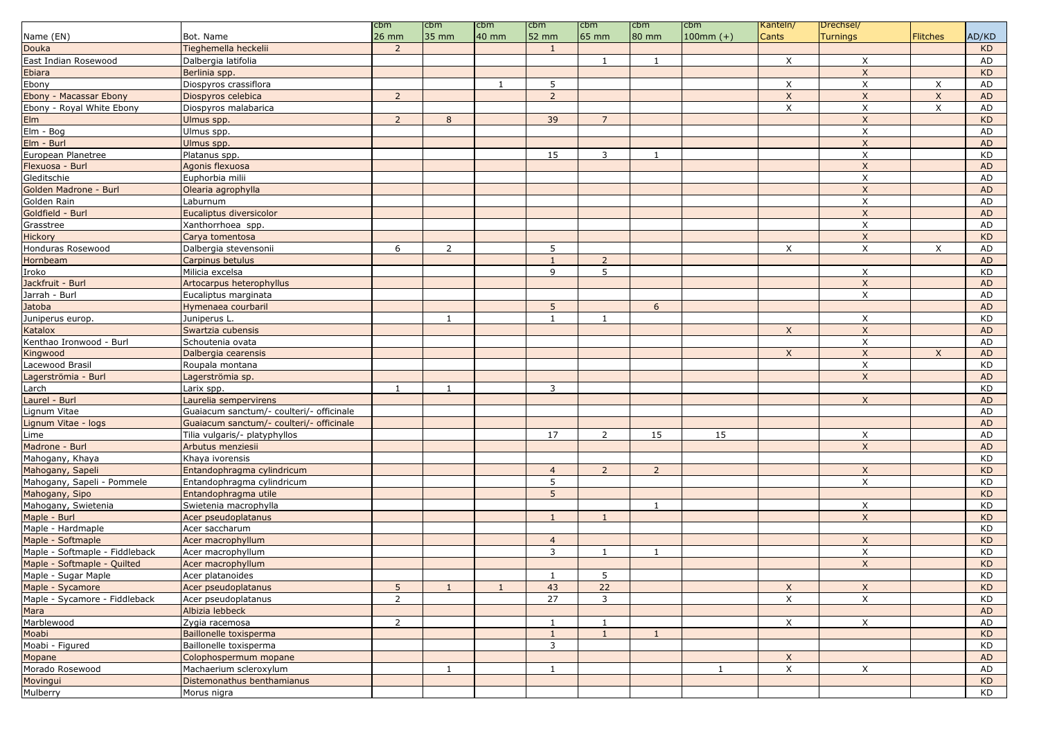| Name (EN) | Bot. Name | cbm 26 mm | cbm 35 mm | cbm 40 mm | cbm 52 mm | cbm 65 mm | cbm 80 mm | cbm 100mm (+) | Kanteln/ Cants | Drechsel/ Turnings | Flitches | AD/KD |
|---|---|---|---|---|---|---|---|---|---|---|---|---|
| Douka | Tieghemella heckelii | 2 | | | 1 | | | | | | | KD |
| East Indian Rosewood | Dalbergia latifolia | | | | | 1 | 1 | | X | X | | AD |
| Ebiara | Berlinia spp. | | | | | | | | | X | | KD |
| Ebony | Diospyros crassiflora | | | 1 | 5 | | | | X | X | X | AD |
| Ebony - Macassar Ebony | Diospyros celebica | 2 | | | 2 | | | | X | X | X | AD |
| Ebony - Royal White Ebony | Diospyros malabarica | | | | | | | | X | X | X | AD |
| Elm | Ulmus spp. | 2 | 8 | | 39 | 7 | | | | X | | KD |
| Elm - Bog | Ulmus spp. | | | | | | | | | X | | AD |
| Elm - Burl | Ulmus spp. | | | | | | | | | X | | AD |
| European Planetree | Platanus spp. | | | | 15 | 3 | 1 | | | X | | KD |
| Flexuosa - Burl | Agonis flexuosa | | | | | | | | | X | | AD |
| Gleditschie | Euphorbia milii | | | | | | | | | X | | AD |
| Golden Madrone - Burl | Olearia agrophylla | | | | | | | | | X | | AD |
| Golden Rain | Laburnum | | | | | | | | | X | | AD |
| Goldfield - Burl | Eucaliptus diversicolor | | | | | | | | | X | | AD |
| Grasstree | Xanthorrhoea spp. | | | | | | | | | X | | AD |
| Hickory | Carya tomentosa | | | | | | | | | X | | KD |
| Honduras Rosewood | Dalbergia stevensonii | 6 | 2 | | 5 | | | | X | X | X | AD |
| Hornbeam | Carpinus betulus | | | | 1 | 2 | | | | | | AD |
| Iroko | Milicia excelsa | | | | 9 | 5 | | | | X | | KD |
| Jackfruit - Burl | Artocarpus heterophyllus | | | | | | | | | X | | AD |
| Jarrah - Burl | Eucaliptus marginata | | | | | | | | | X | | AD |
| Jatoba | Hymenaea courbaril | | | | 5 | | 6 | | | | | AD |
| Juniperus europ. | Juniperus L. | | 1 | | 1 | 1 | | | | X | | KD |
| Katalox | Swartzia cubensis | | | | | | | | X | X | | AD |
| Kenthao Ironwood - Burl | Schoutenia ovata | | | | | | | | | X | | AD |
| Kingwood | Dalbergia cearensis | | | | | | | | X | X | X | AD |
| Lacewood Brasil | Roupala montana | | | | | | | | | X | | KD |
| Lagerströmia - Burl | Lagerströmia sp. | | | | | | | | | X | | AD |
| Larch | Larix spp. | 1 | 1 | | 3 | | | | | | | KD |
| Laurel - Burl | Laurelia sempervirens | | | | | | | | | X | | AD |
| Lignum Vitae | Guaiacum sanctum/- coulteri/- officinale | | | | | | | | | | | AD |
| Lignum Vitae - logs | Guaiacum sanctum/- coulteri/- officinale | | | | | | | | | | | AD |
| Lime | Tilia vulgaris/- platyphyllos | | | | 17 | 2 | 15 | 15 | | X | | AD |
| Madrone - Burl | Arbutus menziesii | | | | | | | | | X | | AD |
| Mahogany, Khaya | Khaya ivorensis | | | | | | | | | | | KD |
| Mahogany, Sapeli | Entandophragma cylindricum | | | | 4 | 2 | 2 | | | X | | KD |
| Mahogany, Sapeli - Pommele | Entandophragma cylindricum | | | | 5 | | | | | X | | KD |
| Mahogany, Sipo | Entandophragma utile | | | | 5 | | | | | | | KD |
| Mahogany, Swietenia | Swietenia macrophylla | | | | | | 1 | | | X | | KD |
| Maple - Burl | Acer pseudoplatanus | | | | 1 | 1 | | | | X | | KD |
| Maple - Hardmaple | Acer saccharum | | | | | | | | | | | KD |
| Maple - Softmaple | Acer macrophyllum | | | | 4 | | | | | X | | KD |
| Maple - Softmaple - Fiddleback | Acer macrophyllum | | | | 3 | 1 | 1 | | | X | | KD |
| Maple - Softmaple - Quilted | Acer macrophyllum | | | | | | | | | X | | KD |
| Maple - Sugar Maple | Acer platanoides | | | | 1 | 5 | | | | | | KD |
| Maple - Sycamore | Acer pseudoplatanus | 5 | 1 | 1 | 43 | 22 | | | X | X | | KD |
| Maple - Sycamore - Fiddleback | Acer pseudoplatanus | 2 | | | 27 | 3 | | | X | X | | KD |
| Mara | Albizia lebbeck | | | | | | | | | | | AD |
| Marblewood | Zygia racemosa | 2 | | | 1 | 1 | | | X | X | | AD |
| Moabi | Baillonelle toxisperma | | | | 1 | 1 | 1 | | | | | KD |
| Moabi - Figured | Baillonelle toxisperma | | | | 3 | | | | | | | KD |
| Mopane | Colophospermum mopane | | | | | | | | X | | | AD |
| Morado Rosewood | Machaerium scleroxylum | | 1 | | 1 | | | 1 | X | X | | AD |
| Movingui | Distemonathus benthamianus | | | | | | | | | | | KD |
| Mulberry | Morus nigra | | | | | | | | | | | KD |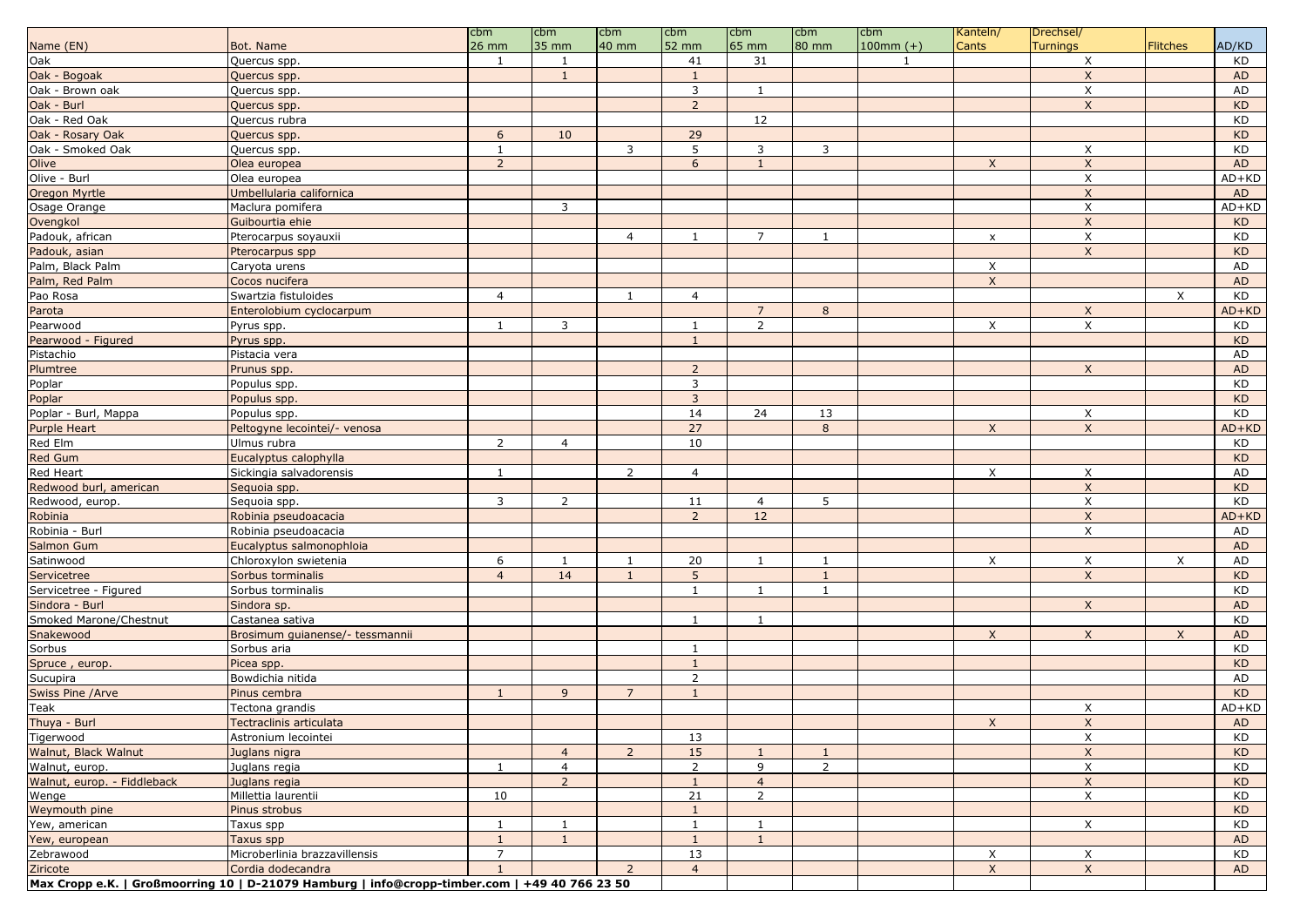| Name (EN) | Bot. Name | cbm 26 mm | cbm 35 mm | cbm 40 mm | cbm 52 mm | cbm 65 mm | cbm 80 mm | cbm 100mm (+) | Kanteln/ Cants | Drechsel/ Turnings | Flitches | AD/KD |
|---|---|---|---|---|---|---|---|---|---|---|---|---|
| Oak | Quercus spp. | 1 | 1 | | 41 | 31 | | 1 | | X | | KD |
| Oak - Bogoak | Quercus spp. | | 1 | | 1 | | | | | X | | AD |
| Oak - Brown oak | Quercus spp. | | | | 3 | 1 | | | | X | | AD |
| Oak - Burl | Quercus spp. | | | | 2 | | | | | X | | KD |
| Oak - Red Oak | Quercus rubra | | | | | 12 | | | | | | KD |
| Oak - Rosary Oak | Quercus spp. | 6 | 10 | | 29 | | | | | | | KD |
| Oak - Smoked Oak | Quercus spp. | 1 | | 3 | 5 | 3 | 3 | | | X | | KD |
| Olive | Olea europea | 2 | | | 6 | 1 | | | X | X | | AD |
| Olive - Burl | Olea europea | | | | | | | | | X | | AD+KD |
| Oregon Myrtle | Umbellularia californica | | | | | | | | | X | | AD |
| Osage Orange | Maclura pomifera | | 3 | | | | | | | X | | AD+KD |
| Ovengkol | Guibourtia ehie | | | | | | | | | X | | KD |
| Padouk, african | Pterocarpus soyauxii | | | 4 | 1 | 7 | 1 | | x | X | | KD |
| Padouk, asian | Pterocarpus spp | | | | | | | | | X | | KD |
| Palm, Black Palm | Caryota urens | | | | | | | | X | | | AD |
| Palm, Red Palm | Cocos nucifera | | | | | | | | X | | | AD |
| Pao Rosa | Swartzia fistuloides | 4 | | 1 | 4 | | | | | | X | KD |
| Parota | Enterolobium cyclocarpum | | | | | 7 | 8 | | | X | | AD+KD |
| Pearwood | Pyrus spp. | 1 | 3 | | 1 | 2 | | | X | X | | KD |
| Pearwood - Figured | Pyrus spp. | | | | 1 | | | | | | | KD |
| Pistachio | Pistacia vera | | | | | | | | | | | AD |
| Plumtree | Prunus spp. | | | | 2 | | | | | X | | AD |
| Poplar | Populus spp. | | | | 3 | | | | | | | KD |
| Poplar | Populus spp. | | | | 3 | | | | | | | KD |
| Poplar - Burl, Mappa | Populus spp. | | | | 14 | 24 | 13 | | | X | | KD |
| Purple Heart | Peltogyne lecointei/- venosa | | | | 27 | | 8 | | X | X | | AD+KD |
| Red Elm | Ulmus rubra | 2 | 4 | | 10 | | | | | | | KD |
| Red Gum | Eucalyptus calophylla | | | | | | | | | | | KD |
| Red Heart | Sickingia salvadorensis | 1 | | 2 | 4 | | | | X | X | | AD |
| Redwood burl, american | Sequoia spp. | | | | | | | | | X | | KD |
| Redwood, europ. | Sequoia spp. | 3 | 2 | | 11 | 4 | 5 | | | X | | KD |
| Robinia | Robinia pseudoacacia | | | | 2 | 12 | | | | X | | AD+KD |
| Robinia - Burl | Robinia pseudoacacia | | | | | | | | | X | | AD |
| Salmon Gum | Eucalyptus salmonophloia | | | | | | | | | | | AD |
| Satinwood | Chloroxylon swietenia | 6 | 1 | 1 | 20 | 1 | 1 | | X | X | X | AD |
| Servicetree | Sorbus torminalis | 4 | 14 | 1 | 5 | | 1 | | | X | | KD |
| Servicetree - Figured | Sorbus torminalis | | | | 1 | 1 | 1 | | | | | KD |
| Sindora - Burl | Sindora sp. | | | | | | | | | X | | AD |
| Smoked Marone/Chestnut | Castanea sativa | | | | 1 | 1 | | | | | | KD |
| Snakewood | Brosimum guianense/- tessmannii | | | | | | | | X | X | X | AD |
| Sorbus | Sorbus aria | | | | 1 | | | | | | | KD |
| Spruce , europ. | Picea spp. | | | | 1 | | | | | | | KD |
| Sucupira | Bowdichia nitida | | | | 2 | | | | | | | AD |
| Swiss Pine /Arve | Pinus cembra | 1 | 9 | 7 | 1 | | | | | | | KD |
| Teak | Tectona grandis | | | | | | | | | X | | AD+KD |
| Thuya - Burl | Tectraclinis articulata | | | | | | | | X | X | | AD |
| Tigerwood | Astronium lecointei | | | | 13 | | | | | X | | KD |
| Walnut, Black Walnut | Juglans nigra | | 4 | 2 | 15 | 1 | 1 | | | X | | KD |
| Walnut, europ. | Juglans regia | 1 | 4 | | 2 | 9 | 2 | | | X | | KD |
| Walnut, europ. - Fiddleback | Juglans regia | | 2 | | 1 | 4 | | | | X | | KD |
| Wenge | Millettia laurentii | 10 | | | 21 | 2 | | | | X | | KD |
| Weymouth pine | Pinus strobus | | | | 1 | | | | | | | KD |
| Yew, american | Taxus spp | 1 | 1 | | 1 | 1 | | | | X | | KD |
| Yew, european | Taxus spp | 1 | 1 | | 1 | 1 | | | | | | AD |
| Zebrawood | Microberlinia brazzavillensis | 7 | | | 13 | | | | X | X | | KD |
| Ziricote | Cordia dodecandra | 1 | | 2 | 4 | | | | X | X | | AD |

**Max Cropp e.K. | Großmoorring 10 | D-21079 Hamburg | info@cropp-timber.com | +49 40 766 23 50**